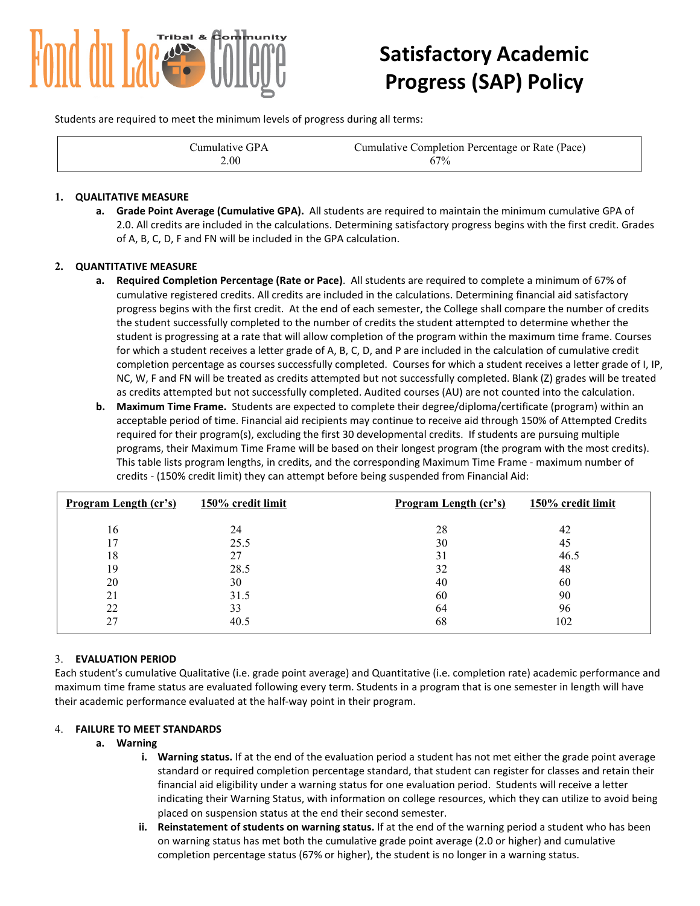# Fond du Lac Tribal & Community College

# Satisfactory Academic Progress (SAP) Policy

Students are required to meet the minimum levels of progress during all terms:

| Cumulative GPA | Cumulative Completion Percentage or Rate (Pace) |
|---|---|
| 2.00 | 67% |

1. **QUALITATIVE MEASURE**
   a. **Grade Point Average (Cumulative GPA).** All students are required to maintain the minimum cumulative GPA of 2.0. All credits are included in the calculations. Determining satisfactory progress begins with the first credit. Grades of A, B, C, D, F and FN will be included in the GPA calculation.

2. **QUANTITATIVE MEASURE**
   a. **Required Completion Percentage (Rate or Pace)**. All students are required to complete a minimum of 67% of cumulative registered credits. All credits are included in the calculations. Determining financial aid satisfactory progress begins with the first credit. At the end of each semester, the College shall compare the number of credits the student successfully completed to the number of credits the student attempted to determine whether the student is progressing at a rate that will allow completion of the program within the maximum time frame. Courses for which a student receives a letter grade of A, B, C, D, and P are included in the calculation of cumulative credit completion percentage as courses successfully completed. Courses for which a student receives a letter grade of I, IP, NC, W, F and FN will be treated as credits attempted but not successfully completed. Blank (Z) grades will be treated as credits attempted but not successfully completed. Audited courses (AU) are not counted into the calculation.
   b. **Maximum Time Frame.** Students are expected to complete their degree/diploma/certificate (program) within an acceptable period of time. Financial aid recipients may continue to receive aid through 150% of Attempted Credits required for their program(s), excluding the first 30 developmental credits. If students are pursuing multiple programs, their Maximum Time Frame will be based on their longest program (the program with the most credits). This table lists program lengths, in credits, and the corresponding Maximum Time Frame - maximum number of credits - (150% credit limit) they can attempt before being suspended from Financial Aid:

| Program Length (cr's) | 150% credit limit | Program Length (cr's) | 150% credit limit |
|---|---|---|---|
| 16 | 24 | 28 | 42 |
| 17 | 25.5 | 30 | 45 |
| 18 | 27 | 31 | 46.5 |
| 19 | 28.5 | 32 | 48 |
| 20 | 30 | 40 | 60 |
| 21 | 31.5 | 60 | 90 |
| 22 | 33 | 64 | 96 |
| 27 | 40.5 | 68 | 102 |

3. **EVALUATION PERIOD**

Each student's cumulative Qualitative (i.e. grade point average) and Quantitative (i.e. completion rate) academic performance and maximum time frame status are evaluated following every term. Students in a program that is one semester in length will have their academic performance evaluated at the half-way point in their program.

4. **FAILURE TO MEET STANDARDS**
   a. **Warning**
      i. **Warning status.** If at the end of the evaluation period a student has not met either the grade point average standard or required completion percentage standard, that student can register for classes and retain their financial aid eligibility under a warning status for one evaluation period. Students will receive a letter indicating their Warning Status, with information on college resources, which they can utilize to avoid being placed on suspension status at the end their second semester.
      ii. **Reinstatement of students on warning status.** If at the end of the warning period a student who has been on warning status has met both the cumulative grade point average (2.0 or higher) and cumulative completion percentage status (67% or higher), the student is no longer in a warning status.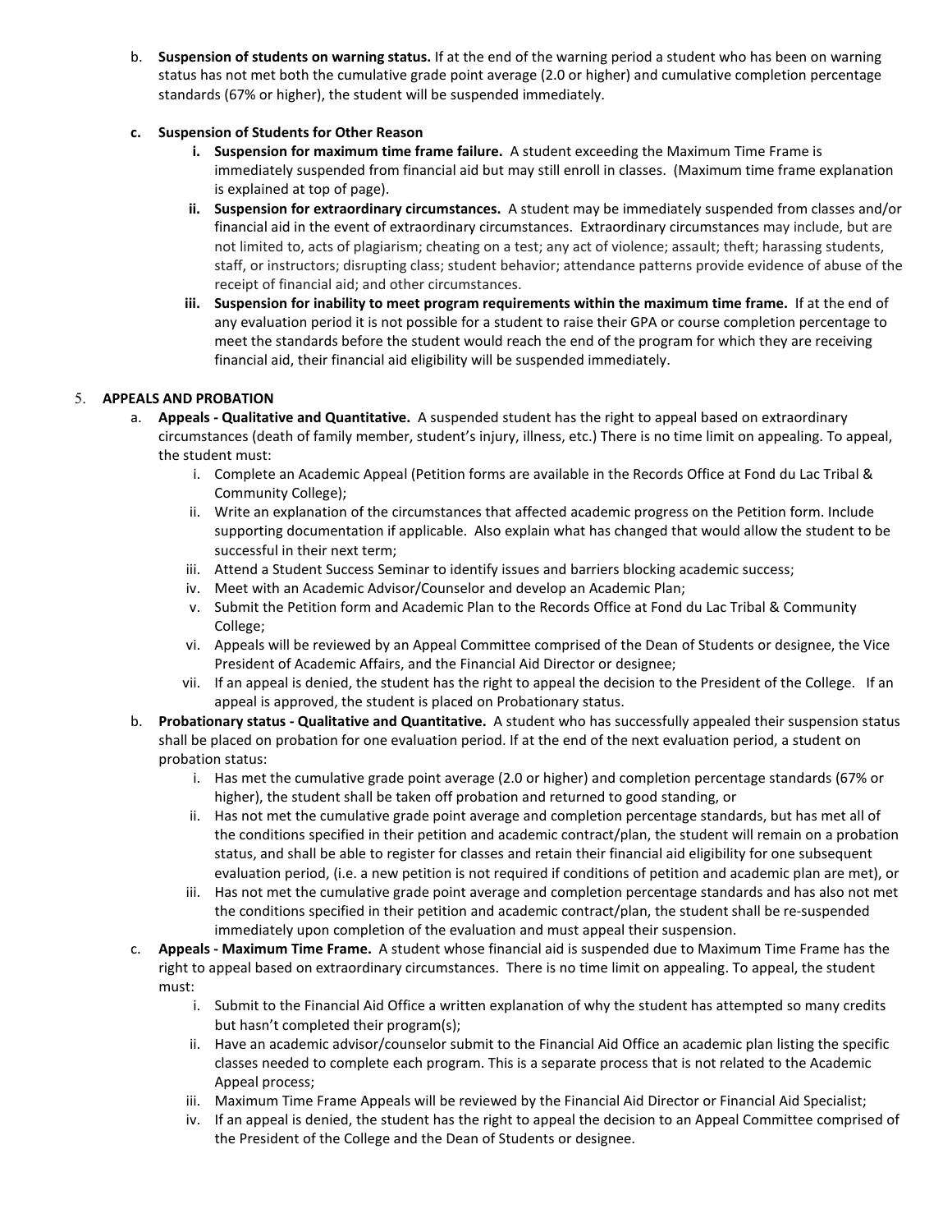b. **Suspension of students on warning status.** If at the end of the warning period a student who has been on warning status has not met both the cumulative grade point average (2.0 or higher) and cumulative completion percentage standards (67% or higher), the student will be suspended immediately.

c. **Suspension of Students for Other Reason**

   i. **Suspension for maximum time frame failure.** A student exceeding the Maximum Time Frame is immediately suspended from financial aid but may still enroll in classes. (Maximum time frame explanation is explained at top of page).

   ii. **Suspension for extraordinary circumstances.** A student may be immediately suspended from classes and/or financial aid in the event of extraordinary circumstances. Extraordinary circumstances may include, but are not limited to, acts of plagiarism; cheating on a test; any act of violence; assault; theft; harassing students, staff, or instructors; disrupting class; student behavior; attendance patterns provide evidence of abuse of the receipt of financial aid; and other circumstances.

   iii. **Suspension for inability to meet program requirements within the maximum time frame.** If at the end of any evaluation period it is not possible for a student to raise their GPA or course completion percentage to meet the standards before the student would reach the end of the program for which they are receiving financial aid, their financial aid eligibility will be suspended immediately.

5. **APPEALS AND PROBATION**

   a. **Appeals - Qualitative and Quantitative.** A suspended student has the right to appeal based on extraordinary circumstances (death of family member, student's injury, illness, etc.) There is no time limit on appealing. To appeal, the student must:

      i. Complete an Academic Appeal (Petition forms are available in the Records Office at Fond du Lac Tribal & Community College);
      ii. Write an explanation of the circumstances that affected academic progress on the Petition form. Include supporting documentation if applicable. Also explain what has changed that would allow the student to be successful in their next term;
      iii. Attend a Student Success Seminar to identify issues and barriers blocking academic success;
      iv. Meet with an Academic Advisor/Counselor and develop an Academic Plan;
      v. Submit the Petition form and Academic Plan to the Records Office at Fond du Lac Tribal & Community College;
      vi. Appeals will be reviewed by an Appeal Committee comprised of the Dean of Students or designee, the Vice President of Academic Affairs, and the Financial Aid Director or designee;
      vii. If an appeal is denied, the student has the right to appeal the decision to the President of the College. If an appeal is approved, the student is placed on Probationary status.

   b. **Probationary status - Qualitative and Quantitative.** A student who has successfully appealed their suspension status shall be placed on probation for one evaluation period. If at the end of the next evaluation period, a student on probation status:

      i. Has met the cumulative grade point average (2.0 or higher) and completion percentage standards (67% or higher), the student shall be taken off probation and returned to good standing, or
      ii. Has not met the cumulative grade point average and completion percentage standards, but has met all of the conditions specified in their petition and academic contract/plan, the student will remain on a probation status, and shall be able to register for classes and retain their financial aid eligibility for one subsequent evaluation period, (i.e. a new petition is not required if conditions of petition and academic plan are met), or
      iii. Has not met the cumulative grade point average and completion percentage standards and has also not met the conditions specified in their petition and academic contract/plan, the student shall be re-suspended immediately upon completion of the evaluation and must appeal their suspension.

   c. **Appeals - Maximum Time Frame.** A student whose financial aid is suspended due to Maximum Time Frame has the right to appeal based on extraordinary circumstances. There is no time limit on appealing. To appeal, the student must:

      i. Submit to the Financial Aid Office a written explanation of why the student has attempted so many credits but hasn't completed their program(s);
      ii. Have an academic advisor/counselor submit to the Financial Aid Office an academic plan listing the specific classes needed to complete each program. This is a separate process that is not related to the Academic Appeal process;
      iii. Maximum Time Frame Appeals will be reviewed by the Financial Aid Director or Financial Aid Specialist;
      iv. If an appeal is denied, the student has the right to appeal the decision to an Appeal Committee comprised of the President of the College and the Dean of Students or designee.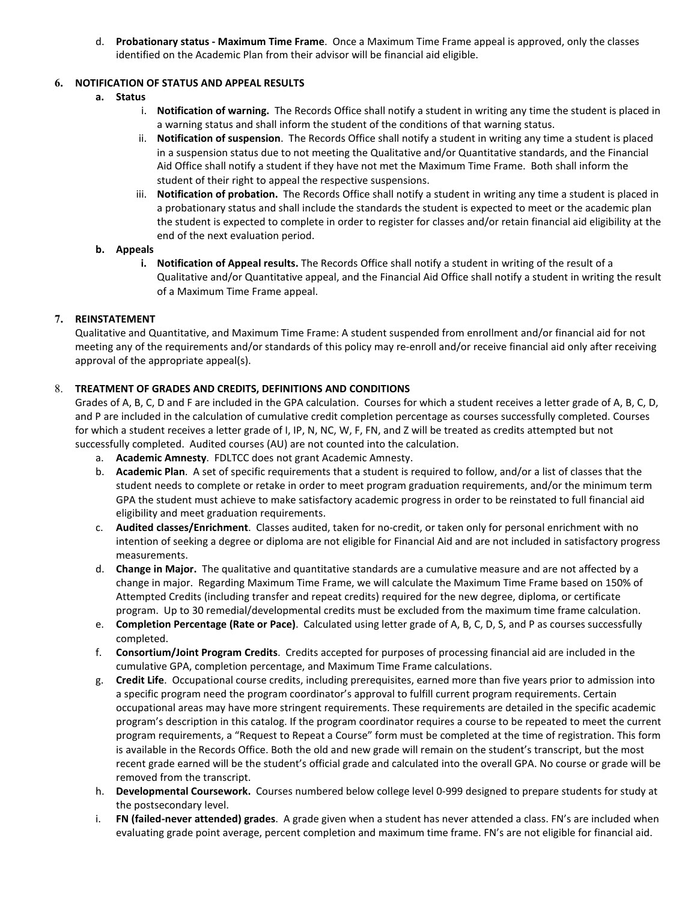d. **Probationary status - Maximum Time Frame**. Once a Maximum Time Frame appeal is approved, only the classes identified on the Academic Plan from their advisor will be financial aid eligible.

## 6. NOTIFICATION OF STATUS AND APPEAL RESULTS

**a. Status**

i. **Notification of warning.** The Records Office shall notify a student in writing any time the student is placed in a warning status and shall inform the student of the conditions of that warning status.

ii. **Notification of suspension**. The Records Office shall notify a student in writing any time a student is placed in a suspension status due to not meeting the Qualitative and/or Quantitative standards, and the Financial Aid Office shall notify a student if they have not met the Maximum Time Frame. Both shall inform the student of their right to appeal the respective suspensions.

iii. **Notification of probation.** The Records Office shall notify a student in writing any time a student is placed in a probationary status and shall include the standards the student is expected to meet or the academic plan the student is expected to complete in order to register for classes and/or retain financial aid eligibility at the end of the next evaluation period.

**b. Appeals**

**i. Notification of Appeal results.** The Records Office shall notify a student in writing of the result of a Qualitative and/or Quantitative appeal, and the Financial Aid Office shall notify a student in writing the result of a Maximum Time Frame appeal.

## 7. REINSTATEMENT

Qualitative and Quantitative, and Maximum Time Frame: A student suspended from enrollment and/or financial aid for not meeting any of the requirements and/or standards of this policy may re-enroll and/or receive financial aid only after receiving approval of the appropriate appeal(s).

## 8. TREATMENT OF GRADES AND CREDITS, DEFINITIONS AND CONDITIONS

Grades of A, B, C, D and F are included in the GPA calculation. Courses for which a student receives a letter grade of A, B, C, D, and P are included in the calculation of cumulative credit completion percentage as courses successfully completed. Courses for which a student receives a letter grade of I, IP, N, NC, W, F, FN, and Z will be treated as credits attempted but not successfully completed. Audited courses (AU) are not counted into the calculation.

a. **Academic Amnesty**. FDLTCC does not grant Academic Amnesty.

b. **Academic Plan**. A set of specific requirements that a student is required to follow, and/or a list of classes that the student needs to complete or retake in order to meet program graduation requirements, and/or the minimum term GPA the student must achieve to make satisfactory academic progress in order to be reinstated to full financial aid eligibility and meet graduation requirements.

c. **Audited classes/Enrichment**. Classes audited, taken for no-credit, or taken only for personal enrichment with no intention of seeking a degree or diploma are not eligible for Financial Aid and are not included in satisfactory progress measurements.

d. **Change in Major.** The qualitative and quantitative standards are a cumulative measure and are not affected by a change in major. Regarding Maximum Time Frame, we will calculate the Maximum Time Frame based on 150% of Attempted Credits (including transfer and repeat credits) required for the new degree, diploma, or certificate program. Up to 30 remedial/developmental credits must be excluded from the maximum time frame calculation.

e. **Completion Percentage (Rate or Pace)**. Calculated using letter grade of A, B, C, D, S, and P as courses successfully completed.

f. **Consortium/Joint Program Credits**. Credits accepted for purposes of processing financial aid are included in the cumulative GPA, completion percentage, and Maximum Time Frame calculations.

g. **Credit Life**. Occupational course credits, including prerequisites, earned more than five years prior to admission into a specific program need the program coordinator's approval to fulfill current program requirements. Certain occupational areas may have more stringent requirements. These requirements are detailed in the specific academic program's description in this catalog. If the program coordinator requires a course to be repeated to meet the current program requirements, a "Request to Repeat a Course" form must be completed at the time of registration. This form is available in the Records Office. Both the old and new grade will remain on the student's transcript, but the most recent grade earned will be the student's official grade and calculated into the overall GPA. No course or grade will be removed from the transcript.

h. **Developmental Coursework.** Courses numbered below college level 0-999 designed to prepare students for study at the postsecondary level.

i. **FN (failed-never attended) grades**. A grade given when a student has never attended a class. FN's are included when evaluating grade point average, percent completion and maximum time frame. FN's are not eligible for financial aid.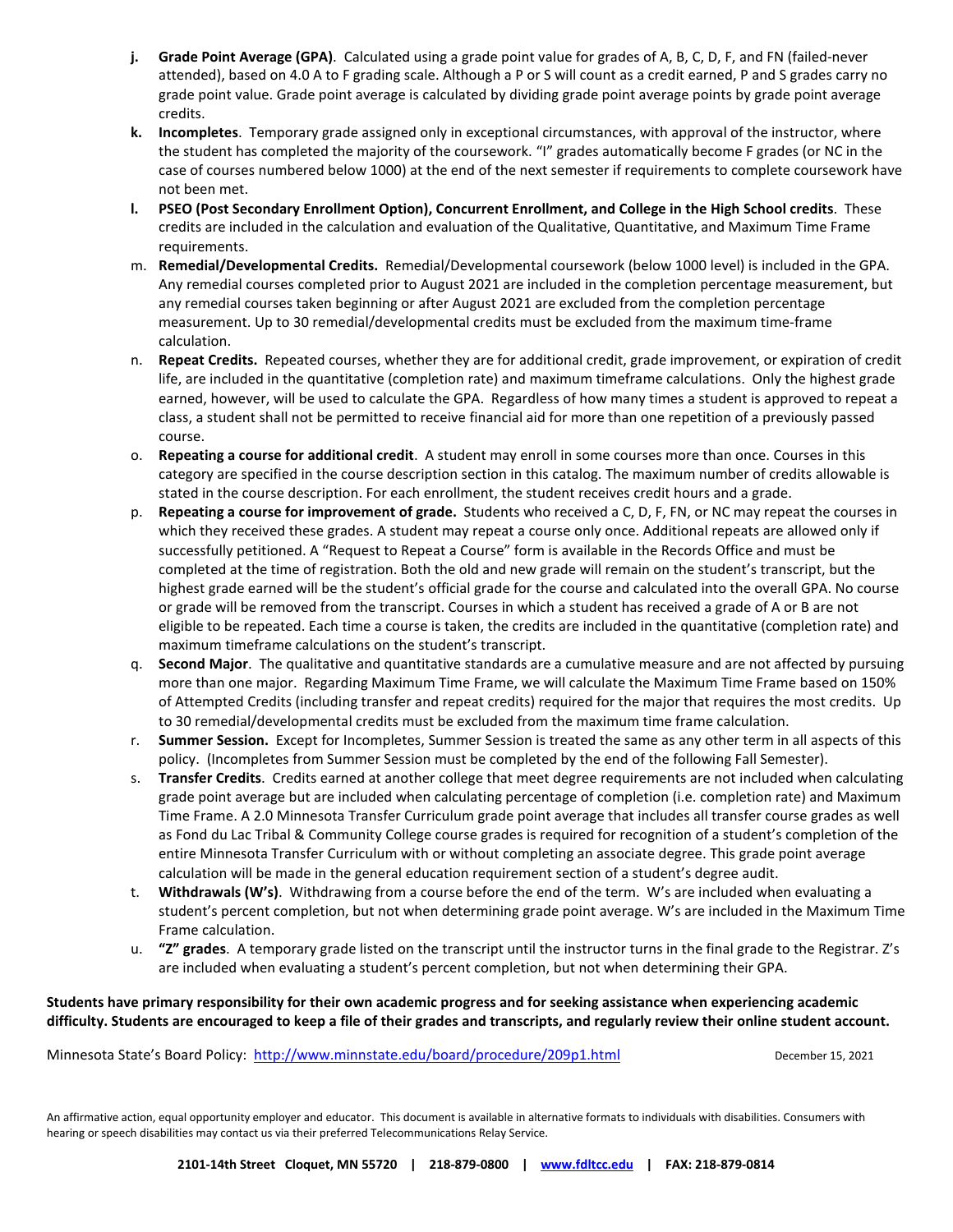j. **Grade Point Average (GPA)**. Calculated using a grade point value for grades of A, B, C, D, F, and FN (failed-never attended), based on 4.0 A to F grading scale. Although a P or S will count as a credit earned, P and S grades carry no grade point value. Grade point average is calculated by dividing grade point average points by grade point average credits.

k. **Incompletes**. Temporary grade assigned only in exceptional circumstances, with approval of the instructor, where the student has completed the majority of the coursework. "I" grades automatically become F grades (or NC in the case of courses numbered below 1000) at the end of the next semester if requirements to complete coursework have not been met.

l. **PSEO (Post Secondary Enrollment Option), Concurrent Enrollment, and College in the High School credits**. These credits are included in the calculation and evaluation of the Qualitative, Quantitative, and Maximum Time Frame requirements.

m. **Remedial/Developmental Credits.** Remedial/Developmental coursework (below 1000 level) is included in the GPA. Any remedial courses completed prior to August 2021 are included in the completion percentage measurement, but any remedial courses taken beginning or after August 2021 are excluded from the completion percentage measurement. Up to 30 remedial/developmental credits must be excluded from the maximum time-frame calculation.

n. **Repeat Credits.** Repeated courses, whether they are for additional credit, grade improvement, or expiration of credit life, are included in the quantitative (completion rate) and maximum timeframe calculations. Only the highest grade earned, however, will be used to calculate the GPA. Regardless of how many times a student is approved to repeat a class, a student shall not be permitted to receive financial aid for more than one repetition of a previously passed course.

o. **Repeating a course for additional credit**. A student may enroll in some courses more than once. Courses in this category are specified in the course description section in this catalog. The maximum number of credits allowable is stated in the course description. For each enrollment, the student receives credit hours and a grade.

p. **Repeating a course for improvement of grade.** Students who received a C, D, F, FN, or NC may repeat the courses in which they received these grades. A student may repeat a course only once. Additional repeats are allowed only if successfully petitioned. A "Request to Repeat a Course" form is available in the Records Office and must be completed at the time of registration. Both the old and new grade will remain on the student's transcript, but the highest grade earned will be the student's official grade for the course and calculated into the overall GPA. No course or grade will be removed from the transcript. Courses in which a student has received a grade of A or B are not eligible to be repeated. Each time a course is taken, the credits are included in the quantitative (completion rate) and maximum timeframe calculations on the student's transcript.

q. **Second Major**. The qualitative and quantitative standards are a cumulative measure and are not affected by pursuing more than one major. Regarding Maximum Time Frame, we will calculate the Maximum Time Frame based on 150% of Attempted Credits (including transfer and repeat credits) required for the major that requires the most credits. Up to 30 remedial/developmental credits must be excluded from the maximum time frame calculation.

r. **Summer Session.** Except for Incompletes, Summer Session is treated the same as any other term in all aspects of this policy. (Incompletes from Summer Session must be completed by the end of the following Fall Semester).

s. **Transfer Credits**. Credits earned at another college that meet degree requirements are not included when calculating grade point average but are included when calculating percentage of completion (i.e. completion rate) and Maximum Time Frame. A 2.0 Minnesota Transfer Curriculum grade point average that includes all transfer course grades as well as Fond du Lac Tribal & Community College course grades is required for recognition of a student's completion of the entire Minnesota Transfer Curriculum with or without completing an associate degree. This grade point average calculation will be made in the general education requirement section of a student's degree audit.

t. **Withdrawals (W's)**. Withdrawing from a course before the end of the term. W's are included when evaluating a student's percent completion, but not when determining grade point average. W's are included in the Maximum Time Frame calculation.

u. **"Z" grades**. A temporary grade listed on the transcript until the instructor turns in the final grade to the Registrar. Z's are included when evaluating a student's percent completion, but not when determining their GPA.

**Students have primary responsibility for their own academic progress and for seeking assistance when experiencing academic difficulty. Students are encouraged to keep a file of their grades and transcripts, and regularly review their online student account.**

Minnesota State's Board Policy: [http://www.minnstate.edu/board/procedure/209p1.html](http://www.minnstate.edu/board/procedure/209p1.html) December 15, 2021

An affirmative action, equal opportunity employer and educator. This document is available in alternative formats to individuals with disabilities. Consumers with hearing or speech disabilities may contact us via their preferred Telecommunications Relay Service.

**2101-14th Street Cloquet, MN 55720 | 218-879-0800 | [www.fdltcc.edu](http://www.fdltcc.edu) | FAX: 218-879-0814**